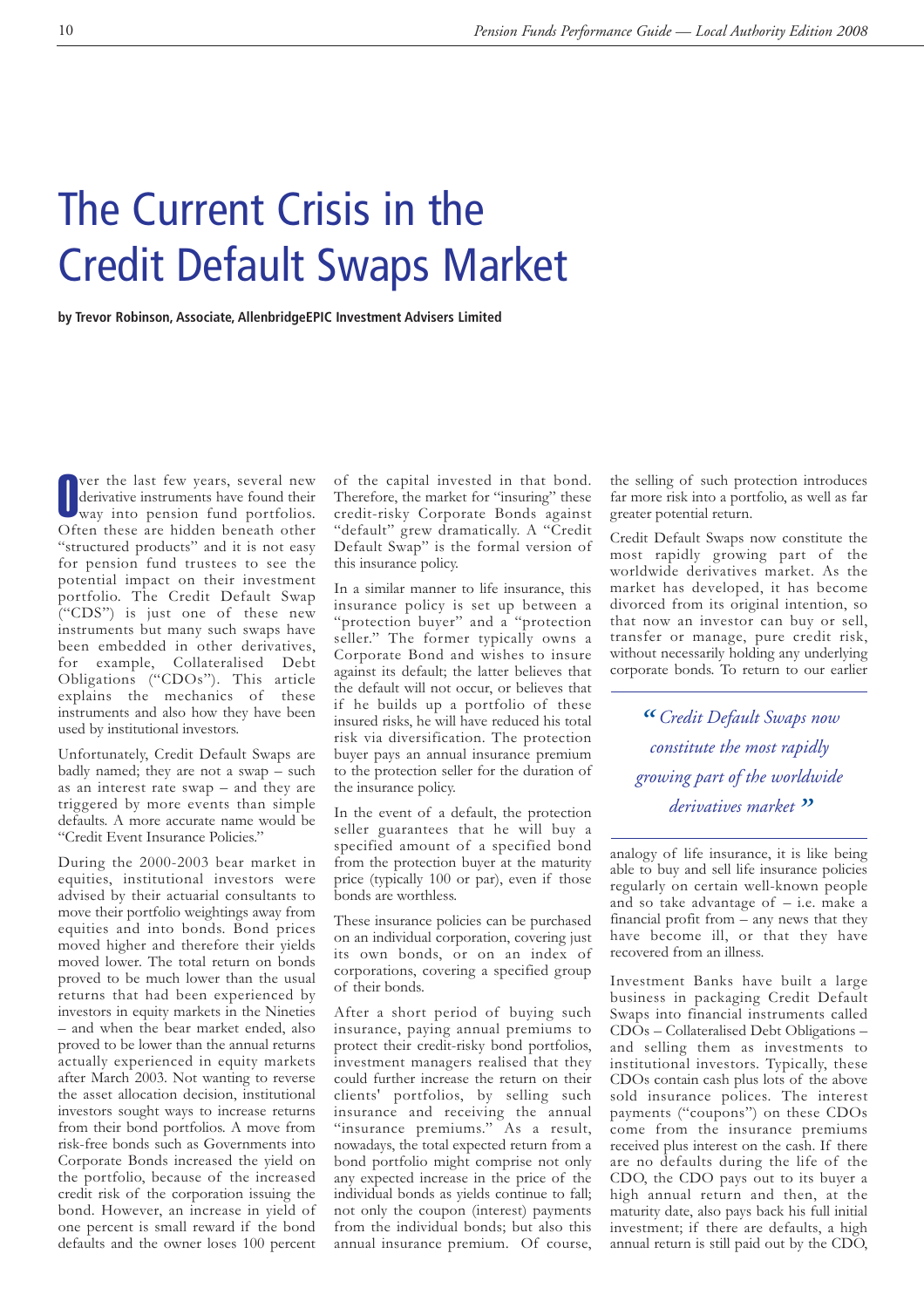# The Current Crisis in the Credit Default Swaps Market

**by Trevor Robinson, Associate, AllenbridgeEPIC Investment Advisers Limited**

Over the last few years, several new derivative instruments have found their way into pension fund portfolios. Often these are hidden beneath other "structured products" and it is not easy for pension fund trustees to see the potential impact on their investment portfolio. The Credit Default Swap ("CDS") is just one of these new instruments but many such swaps have been embedded in other derivatives, for example, Collateralised Debt Obligations ("CDOs"). This article explains the mechanics of these instruments and also how they have been used by institutional investors.

Unfortunately, Credit Default Swaps are badly named; they are not a swap – such as an interest rate swap – and they are triggered by more events than simple defaults. A more accurate name would be "Credit Event Insurance Policies."

During the 2000-2003 bear market in equities, institutional investors were advised by their actuarial consultants to move their portfolio weightings away from equities and into bonds. Bond prices moved higher and therefore their yields moved lower. The total return on bonds proved to be much lower than the usual returns that had been experienced by investors in equity markets in the Nineties – and when the bear market ended, also proved to be lower than the annual returns actually experienced in equity markets after March 2003. Not wanting to reverse the asset allocation decision, institutional investors sought ways to increase returns from their bond portfolios. A move from risk-free bonds such as Governments into Corporate Bonds increased the yield on the portfolio, because of the increased credit risk of the corporation issuing the bond. However, an increase in yield of one percent is small reward if the bond defaults and the owner loses 100 percent of the capital invested in that bond. Therefore, the market for "insuring" these credit-risky Corporate Bonds against "default" grew dramatically. A "Credit Default Swap" is the formal version of this insurance policy.

In a similar manner to life insurance, this insurance policy is set up between a "protection buyer" and a "protection seller." The former typically owns a Corporate Bond and wishes to insure against its default; the latter believes that the default will not occur, or believes that if he builds up a portfolio of these insured risks, he will have reduced his total risk via diversification. The protection buyer pays an annual insurance premium to the protection seller for the duration of the insurance policy.

In the event of a default, the protection seller guarantees that he will buy a specified amount of a specified bond from the protection buyer at the maturity price (typically 100 or par), even if those bonds are worthless.

These insurance policies can be purchased on an individual corporation, covering just its own bonds, or on an index of corporations, covering a specified group of their bonds.

After a short period of buying such insurance, paying annual premiums to protect their credit-risky bond portfolios, investment managers realised that they could further increase the return on their clients' portfolios, by selling such insurance and receiving the annual "insurance premiums." As a result, nowadays, the total expected return from a bond portfolio might comprise not only any expected increase in the price of the individual bonds as yields continue to fall; not only the coupon (interest) payments from the individual bonds; but also this annual insurance premium. Of course, the selling of such protection introduces far more risk into a portfolio, as well as far greater potential return.

Credit Default Swaps now constitute the most rapidly growing part of the worldwide derivatives market. As the market has developed, it has become divorced from its original intention, so that now an investor can buy or sell, transfer or manage, pure credit risk, without necessarily holding any underlying corporate bonds. To return to our earlier analogy of life insurance, it is like being able to buy and sell life insurance policies regularly on certain well-known people and so take advantage of – i.e. make a financial profit from – any news that they have become ill, or that they have recovered from an illness.

> *"Credit Default Swaps now constitute the most rapidly growing part of the worldwide derivatives market"*

Investment Banks have built a large business in packaging Credit Default Swaps into financial instruments called CDOs – Collateralised Debt Obligations – and selling them as investments to institutional investors. Typically, these CDOs contain cash plus lots of the above sold insurance polices. The interest payments ("coupons") on these CDOs come from the insurance premiums received plus interest on the cash. If there are no defaults during the life of the CDO, the CDO pays out to its buyer a high annual return and then, at the maturity date, also pays back his full initial investment; if there are defaults, a high annual return is still paid out by the CDO,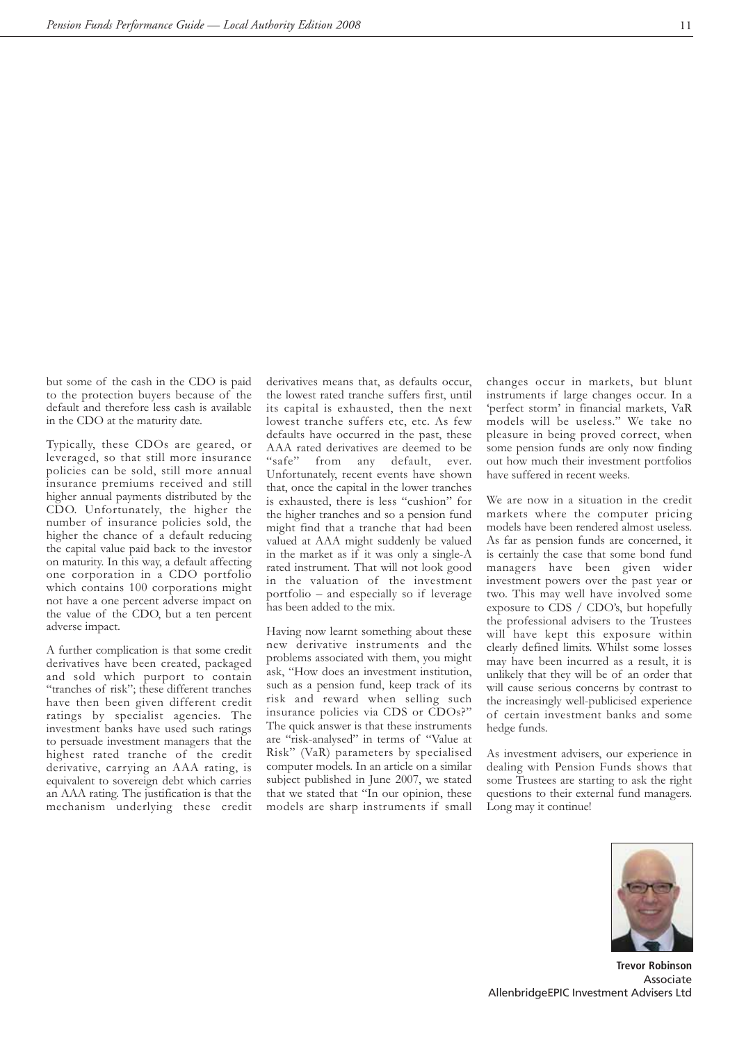but some of the cash in the CDO is paid to the protection buyers because of the default and therefore less cash is available in the CDO at the maturity date.

Typically, these CDOs are geared, or leveraged, so that still more insurance policies can be sold, still more annual insurance premiums received and still higher annual payments distributed by the CDO. Unfortunately, the higher the number of insurance policies sold, the higher the chance of a default reducing the capital value paid back to the investor on maturity. In this way, a default affecting one corporation in a CDO portfolio which contains 100 corporations might not have a one percent adverse impact on the value of the CDO, but a ten percent adverse impact.

A further complication is that some credit derivatives have been created, packaged and sold which purport to contain "tranches of risk"; these different tranches have then been given different credit ratings by specialist agencies. The investment banks have used such ratings to persuade investment managers that the highest rated tranche of the credit derivative, carrying an AAA rating, is equivalent to sovereign debt which carries an AAA rating. The justification is that the mechanism underlying these credit derivatives means that, as defaults occur, the lowest rated tranche suffers first, until its capital is exhausted, then the next lowest tranche suffers etc, etc. As few defaults have occurred in the past, these AAA rated derivatives are deemed to be "safe" from any default, ever. Unfortunately, recent events have shown that, once the capital in the lower tranches is exhausted, there is less "cushion" for the higher tranches and so a pension fund might find that a tranche that had been valued at AAA might suddenly be valued in the market as if it was only a single-A rated instrument. That will not look good in the valuation of the investment portfolio – and especially so if leverage has been added to the mix.

Having now learnt something about these new derivative instruments and the problems associated with them, you might ask, "How does an investment institution, such as a pension fund, keep track of its risk and reward when selling such insurance policies via CDS or CDOs?" The quick answer is that these instruments are "risk-analysed" in terms of "Value at Risk" (VaR) parameters by specialised computer models. In an article on a similar subject published in June 2007, we stated that we stated that "In our opinion, these models are sharp instruments if small changes occur in markets, but blunt instruments if large changes occur. In a 'perfect storm' in financial markets, VaR models will be useless." We take no pleasure in being proved correct, when some pension funds are only now finding out how much their investment portfolios have suffered in recent weeks.

We are now in a situation in the credit markets where the computer pricing models have been rendered almost useless. As far as pension funds are concerned, it is certainly the case that some bond fund managers have been given wider investment powers over the past year or two. This may well have involved some exposure to CDS / CDO's, but hopefully the professional advisers to the Trustees will have kept this exposure within clearly defined limits. Whilst some losses may have been incurred as a result, it is unlikely that they will be of an order that will cause serious concerns by contrast to the increasingly well-publicised experience of certain investment banks and some hedge funds.

As investment advisers, our experience in dealing with Pension Funds shows that some Trustees are starting to ask the right questions to their external fund managers. Long may it continue!

**Trevor Robinson**
Associate
AllenbridgeEPIC Investment Advisers Ltd